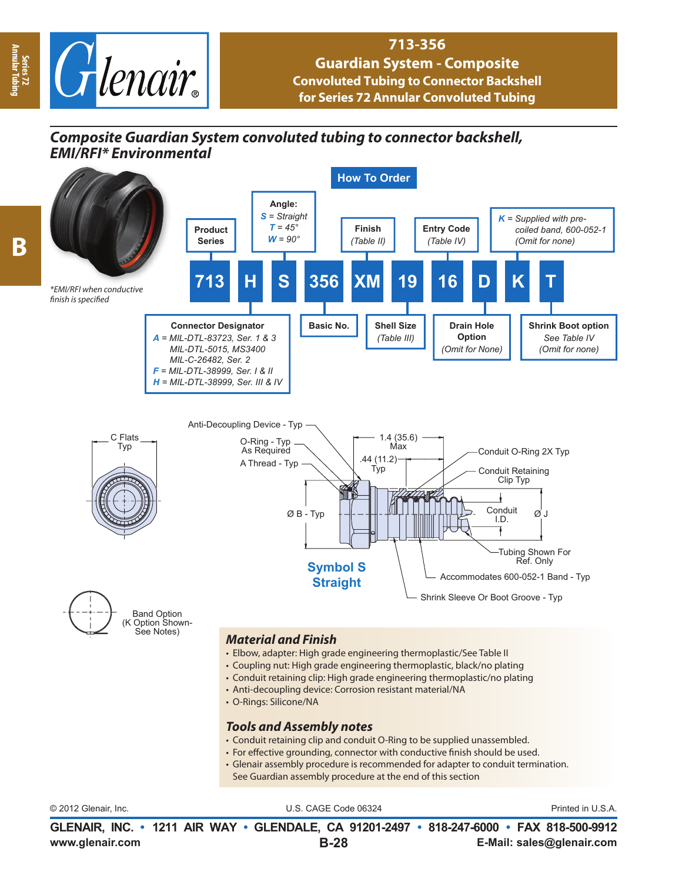# 713-356
## Guardian System - Composite
### Convoluted Tubing to Connector Backshell for Series 72 Annular Convoluted Tubing

***Composite Guardian System convoluted tubing to connector backshell, EMI/RFI* Environmental***

*\*EMI/RFI when conductive finish is specified*

## How To Order

| 713 | H | S | 356 | XM | 19 | 16 | D | K | T |
|---|---|---|---|---|---|---|---|---|---|

- **Product Series** — 713
- **Connector Designator** — H
  - *A* = MIL-DTL-83723, Ser. 1 & 3, MIL-DTL-5015, MS3400, MIL-C-26482, Ser. 2
  - *F* = MIL-DTL-38999, Ser. I & II
  - *H* = MIL-DTL-38999, Ser. III & IV
- **Angle:** — S
  - *S* = Straight
  - *T* = 45°
  - *W* = 90°
- **Basic No.** — 356
- **Finish** (Table II) — XM
- **Shell Size** (Table III) — 19
- **Entry Code** (Table IV) — 16
- **Drain Hole Option** (Omit for None) — D
- *K* = Supplied with pre-coiled band, 600-052-1 (Omit for none) — K
- **Shrink Boot option** See Table IV (Omit for none) — T

Anti-Decoupling Device - Typ
O-Ring - Typ As Required
A Thread - Typ
C Flats Typ
Ø B - Typ
1.4 (35.6) Max
.44 (11.2) Typ
Conduit O-Ring 2X Typ
Conduit Retaining Clip Typ
Conduit I.D.
Ø J
Tubing Shown For Ref. Only
Accommodates 600-052-1 Band - Typ
Shrink Sleeve Or Boot Groove - Typ

**Symbol S Straight**

Band Option (K Option Shown- See Notes)

### Material and Finish

- Elbow, adapter: High grade engineering thermoplastic/See Table II
- Coupling nut: High grade engineering thermoplastic, black/no plating
- Conduit retaining clip: High grade engineering thermoplastic/no plating
- Anti-decoupling device: Corrosion resistant material/NA
- O-Rings: Silicone/NA

### Tools and Assembly notes

- Conduit retaining clip and conduit O-Ring to be supplied unassembled.
- For effective grounding, connector with conductive finish should be used.
- Glenair assembly procedure is recommended for adapter to conduit termination. See Guardian assembly procedure at the end of this section

© 2012 Glenair, Inc. U.S. CAGE Code 06324 Printed in U.S.A.

**GLENAIR, INC. • 1211 AIR WAY • GLENDALE, CA 91201-2497 • 818-247-6000 • FAX 818-500-9912**
**www.glenair.com** **E-Mail: sales@glenair.com**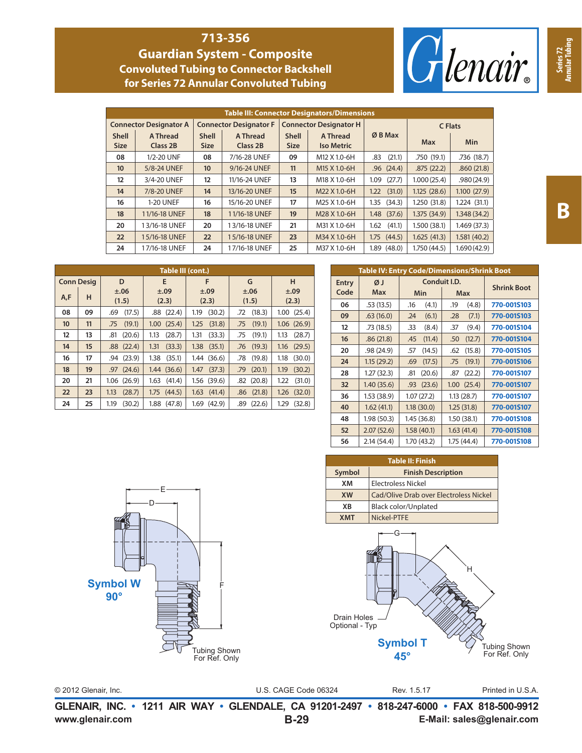# 713-356

## Guardian System - Composite

### Convoluted Tubing to Connector Backshell for Series 72 Annular Convoluted Tubing

**Table III: Connector Designators/Dimensions**

| Connector Designator A | | Connector Designator F | | Connector Designator H | | Ø B Max | C Flats | |
|---|---|---|---|---|---|---|---|---|
| Shell Size | A Thread Class 2B | Shell Size | A Thread Class 2B | Shell Size | A Thread Iso Metric | | Max | Min |
| 08 | 1/2-20 UNF | 08 | 7/16-28 UNEF | 09 | M12 X 1.0-6H | .83 (21.1) | .750 (19.1) | .736 (18.7) |
| 10 | 5/8-24 UNEF | 10 | 9/16-24 UNEF | 11 | M15 X 1.0-6H | .96 (24.4) | .875 (22.2) | .860 (21.8) |
| 12 | 3/4-20 UNEF | 12 | 11/16-24 UNEF | 13 | M18 X 1.0-6H | 1.09 (27.7) | 1.000 (25.4) | .980 (24.9) |
| 14 | 7/8-20 UNEF | 14 | 13/16-20 UNEF | 15 | M22 X 1.0-6H | 1.22 (31.0) | 1.125 (28.6) | 1.100 (27.9) |
| 16 | 1-20 UNEF | 16 | 15/16-20 UNEF | 17 | M25 X 1.0-6H | 1.35 (34.3) | 1.250 (31.8) | 1.224 (31.1) |
| 18 | 1 1/16-18 UNEF | 18 | 1 1/16-18 UNEF | 19 | M28 X 1.0-6H | 1.48 (37.6) | 1.375 (34.9) | 1.348 (34.2) |
| 20 | 1 3/16-18 UNEF | 20 | 1 3/16-18 UNEF | 21 | M31 X 1.0-6H | 1.62 (41.1) | 1.500 (38.1) | 1.469 (37.3) |
| 22 | 1 5/16-18 UNEF | 22 | 1 5/16-18 UNEF | 23 | M34 X 1.0-6H | 1.75 (44.5) | 1.625 (41.3) | 1.581 (40.2) |
| 24 | 1 7/16-18 UNEF | 24 | 1 7/16-18 UNEF | 25 | M37 X 1.0-6H | 1.89 (48.0) | 1.750 (44.5) | 1.690 (42.9) |

**Table III (cont.)**

| Conn Desig | | D ±.06 (1.5) | E ±.09 (2.3) | F ±.09 (2.3) | G ±.06 (1.5) | H ±.09 (2.3) |
|---|---|---|---|---|---|---|
| A,F | H | | | | | |
| 08 | 09 | .69 (17.5) | .88 (22.4) | 1.19 (30.2) | .72 (18.3) | 1.00 (25.4) |
| 10 | 11 | .75 (19.1) | 1.00 (25.4) | 1.25 (31.8) | .75 (19.1) | 1.06 (26.9) |
| 12 | 13 | .81 (20.6) | 1.13 (28.7) | 1.31 (33.3) | .75 (19.1) | 1.13 (28.7) |
| 14 | 15 | .88 (22.4) | 1.31 (33.3) | 1.38 (35.1) | .76 (19.3) | 1.16 (29.5) |
| 16 | 17 | .94 (23.9) | 1.38 (35.1) | 1.44 (36.6) | .78 (19.8) | 1.18 (30.0) |
| 18 | 19 | .97 (24.6) | 1.44 (36.6) | 1.47 (37.3) | .79 (20.1) | 1.19 (30.2) |
| 20 | 21 | 1.06 (26.9) | 1.63 (41.4) | 1.56 (39.6) | .82 (20.8) | 1.22 (31.0) |
| 22 | 23 | 1.13 (28.7) | 1.75 (44.5) | 1.63 (41.4) | .86 (21.8) | 1.26 (32.0) |
| 24 | 25 | 1.19 (30.2) | 1.88 (47.8) | 1.69 (42.9) | .89 (22.6) | 1.29 (32.8) |

**Table IV: Entry Code/Dimensions/Shrink Boot**

| Entry Code | Ø J Max | Conduit I.D. | | Shrink Boot |
|---|---|---|---|---|
| | | Min | Max | |
| 06 | .53 (13.5) | .16 (4.1) | .19 (4.8) | 770-001S103 |
| 09 | .63 (16.0) | .24 (6.1) | .28 (7.1) | 770-001S103 |
| 12 | .73 (18.5) | .33 (8.4) | .37 (9.4) | 770-001S104 |
| 16 | .86 (21.8) | .45 (11.4) | .50 (12.7) | 770-001S104 |
| 20 | .98 (24.9) | .57 (14.5) | .62 (15.8) | 770-001S105 |
| 24 | 1.15 (29.2) | .69 (17.5) | .75 (19.1) | 770-001S106 |
| 28 | 1.27 (32.3) | .81 (20.6) | .87 (22.2) | 770-001S107 |
| 32 | 1.40 (35.6) | .93 (23.6) | 1.00 (25.4) | 770-001S107 |
| 36 | 1.53 (38.9) | 1.07 (27.2) | 1.13 (28.7) | 770-001S107 |
| 40 | 1.62 (41.1) | 1.18 (30.0) | 1.25 (31.8) | 770-001S107 |
| 48 | 1.98 (50.3) | 1.45 (36.8) | 1.50 (38.1) | 770-001S108 |
| 52 | 2.07 (52.6) | 1.58 (40.1) | 1.63 (41.4) | 770-001S108 |
| 56 | 2.14 (54.4) | 1.70 (43.2) | 1.75 (44.4) | 770-001S108 |

**Table II: Finish**

| Symbol | Finish Description |
|---|---|
| XM | Electroless Nickel |
| XW | Cad/Olive Drab over Electroless Nickel |
| XB | Black color/Unplated |
| XMT | Nickel-PTFE |

E

D

F

Symbol W 90°

Tubing Shown For Ref. Only

G

H

Drain Holes Optional - Typ

Symbol T 45°

Tubing Shown For Ref. Only

© 2012 Glenair, Inc. U.S. CAGE Code 06324 Rev. 1.5.17 Printed in U.S.A.

GLENAIR, INC. • 1211 AIR WAY • GLENDALE, CA 91201-2497 • 818-247-6000 • FAX 818-500-9912
www.glenair.com E-Mail: sales@glenair.com